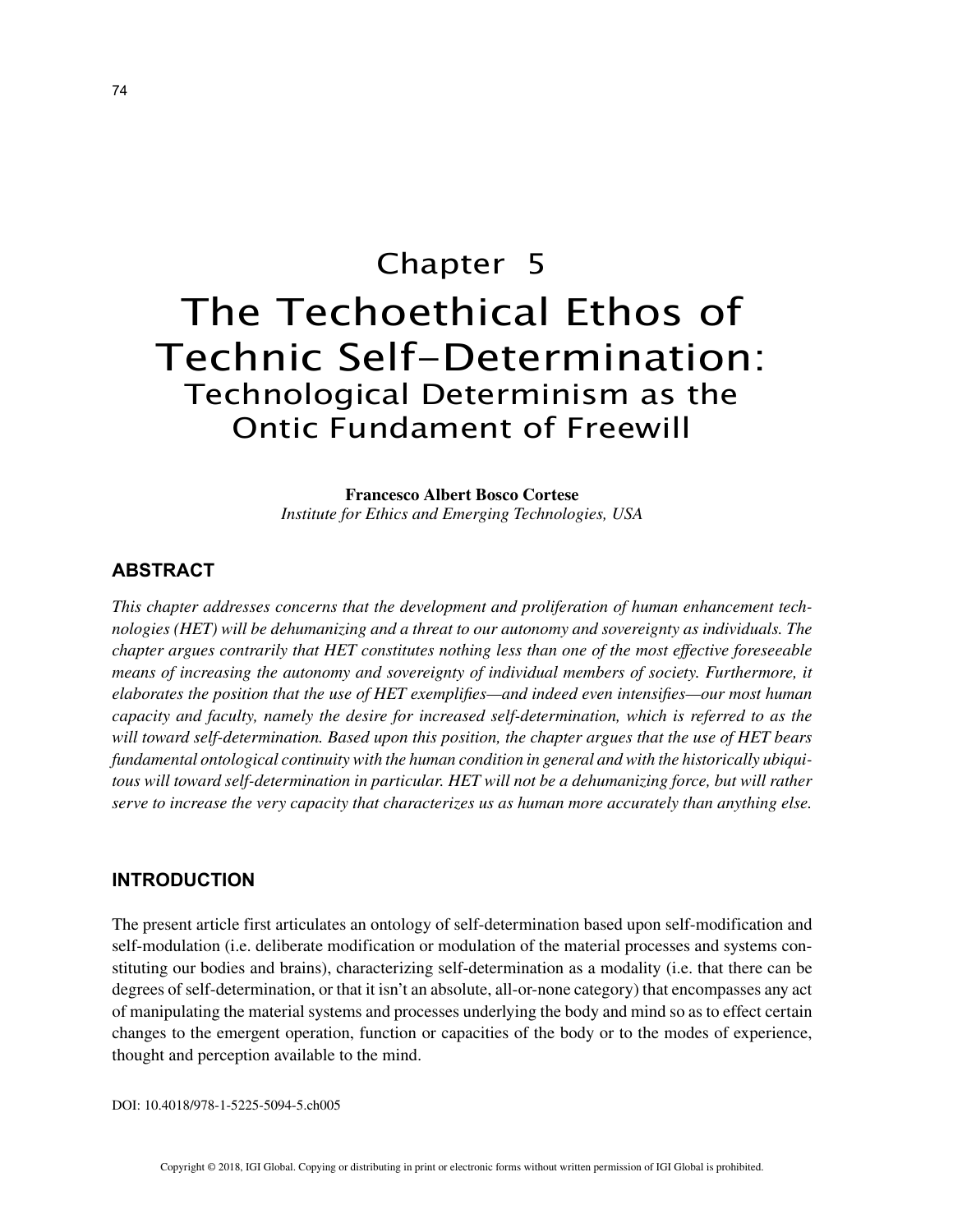# Chapter 5

# The Techoethical Ethos of Technic Self-Determination:

## Technological Determinism as the Ontic Fundament of Freewill

**Francesco Albert Bosco Cortese**
*Institute for Ethics and Emerging Technologies, USA*

## ABSTRACT

*This chapter addresses concerns that the development and proliferation of human enhancement technologies (HET) will be dehumanizing and a threat to our autonomy and sovereignty as individuals. The chapter argues contrarily that HET constitutes nothing less than one of the most effective foreseeable means of increasing the autonomy and sovereignty of individual members of society. Furthermore, it elaborates the position that the use of HET exemplifies—and indeed even intensifies—our most human capacity and faculty, namely the desire for increased self-determination, which is referred to as the will toward self-determination. Based upon this position, the chapter argues that the use of HET bears fundamental ontological continuity with the human condition in general and with the historically ubiquitous will toward self-determination in particular. HET will not be a dehumanizing force, but will rather serve to increase the very capacity that characterizes us as human more accurately than anything else.*

## INTRODUCTION

The present article first articulates an ontology of self-determination based upon self-modification and self-modulation (i.e. deliberate modification or modulation of the material processes and systems constituting our bodies and brains), characterizing self-determination as a modality (i.e. that there can be degrees of self-determination, or that it isn't an absolute, all-or-none category) that encompasses any act of manipulating the material systems and processes underlying the body and mind so as to effect certain changes to the emergent operation, function or capacities of the body or to the modes of experience, thought and perception available to the mind.

DOI: 10.4018/978-1-5225-5094-5.ch005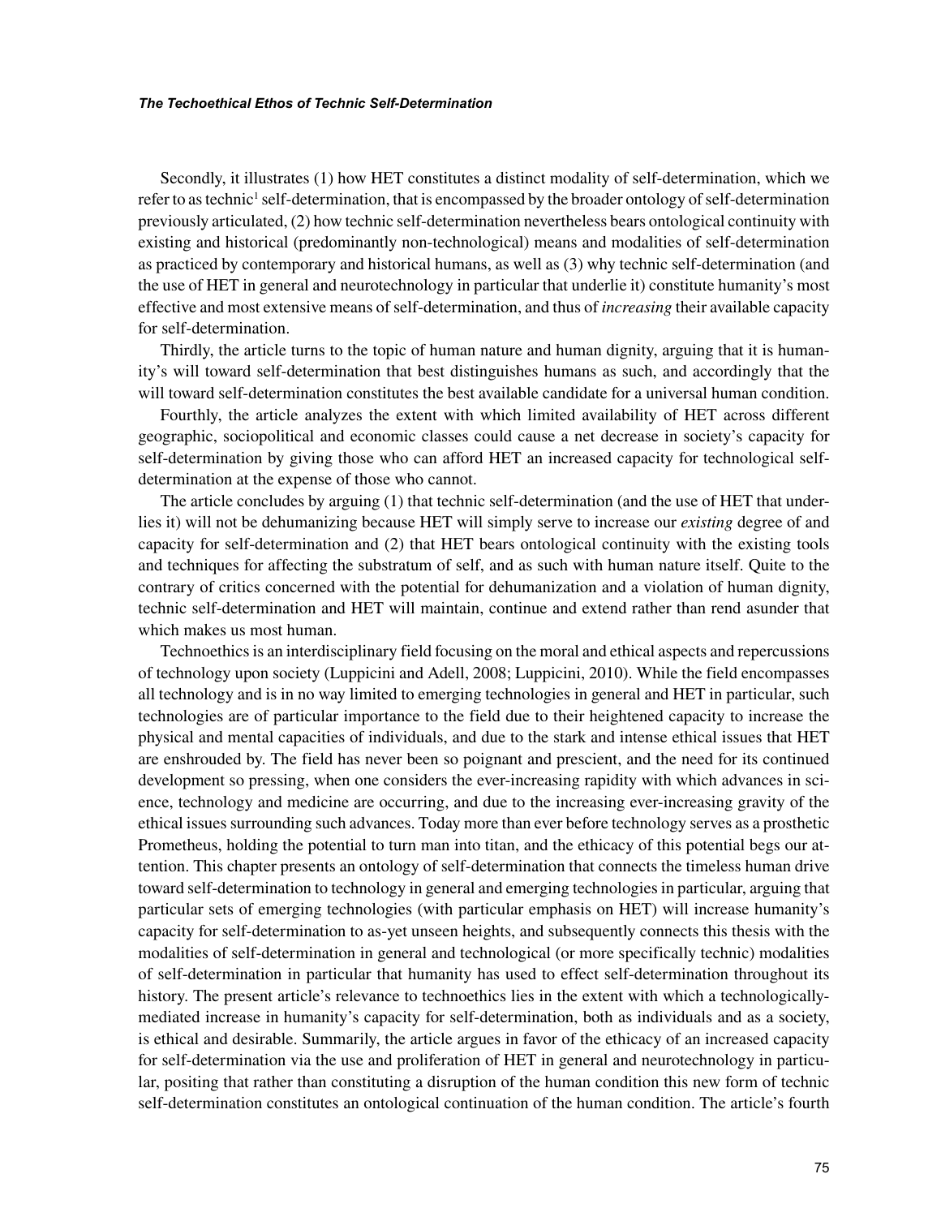Secondly, it illustrates (1) how HET constitutes a distinct modality of self-determination, which we refer to as technic[1] self-determination, that is encompassed by the broader ontology of self-determination previously articulated, (2) how technic self-determination nevertheless bears ontological continuity with existing and historical (predominantly non-technological) means and modalities of self-determination as practiced by contemporary and historical humans, as well as (3) why technic self-determination (and the use of HET in general and neurotechnology in particular that underlie it) constitute humanity's most effective and most extensive means of self-determination, and thus of *increasing* their available capacity for self-determination.

Thirdly, the article turns to the topic of human nature and human dignity, arguing that it is humanity's will toward self-determination that best distinguishes humans as such, and accordingly that the will toward self-determination constitutes the best available candidate for a universal human condition.

Fourthly, the article analyzes the extent with which limited availability of HET across different geographic, sociopolitical and economic classes could cause a net decrease in society's capacity for self-determination by giving those who can afford HET an increased capacity for technological self-determination at the expense of those who cannot.

The article concludes by arguing (1) that technic self-determination (and the use of HET that underlies it) will not be dehumanizing because HET will simply serve to increase our *existing* degree of and capacity for self-determination and (2) that HET bears ontological continuity with the existing tools and techniques for affecting the substratum of self, and as such with human nature itself. Quite to the contrary of critics concerned with the potential for dehumanization and a violation of human dignity, technic self-determination and HET will maintain, continue and extend rather than rend asunder that which makes us most human.

Technoethics is an interdisciplinary field focusing on the moral and ethical aspects and repercussions of technology upon society (Luppicini and Adell, 2008; Luppicini, 2010). While the field encompasses all technology and is in no way limited to emerging technologies in general and HET in particular, such technologies are of particular importance to the field due to their heightened capacity to increase the physical and mental capacities of individuals, and due to the stark and intense ethical issues that HET are enshrouded by. The field has never been so poignant and prescient, and the need for its continued development so pressing, when one considers the ever-increasing rapidity with which advances in science, technology and medicine are occurring, and due to the increasing ever-increasing gravity of the ethical issues surrounding such advances. Today more than ever before technology serves as a prosthetic Prometheus, holding the potential to turn man into titan, and the ethicacy of this potential begs our attention. This chapter presents an ontology of self-determination that connects the timeless human drive toward self-determination to technology in general and emerging technologies in particular, arguing that particular sets of emerging technologies (with particular emphasis on HET) will increase humanity's capacity for self-determination to as-yet unseen heights, and subsequently connects this thesis with the modalities of self-determination in general and technological (or more specifically technic) modalities of self-determination in particular that humanity has used to effect self-determination throughout its history. The present article's relevance to technoethics lies in the extent with which a technologically-mediated increase in humanity's capacity for self-determination, both as individuals and as a society, is ethical and desirable. Summarily, the article argues in favor of the ethicacy of an increased capacity for self-determination via the use and proliferation of HET in general and neurotechnology in particular, positing that rather than constituting a disruption of the human condition this new form of technic self-determination constitutes an ontological continuation of the human condition. The article's fourth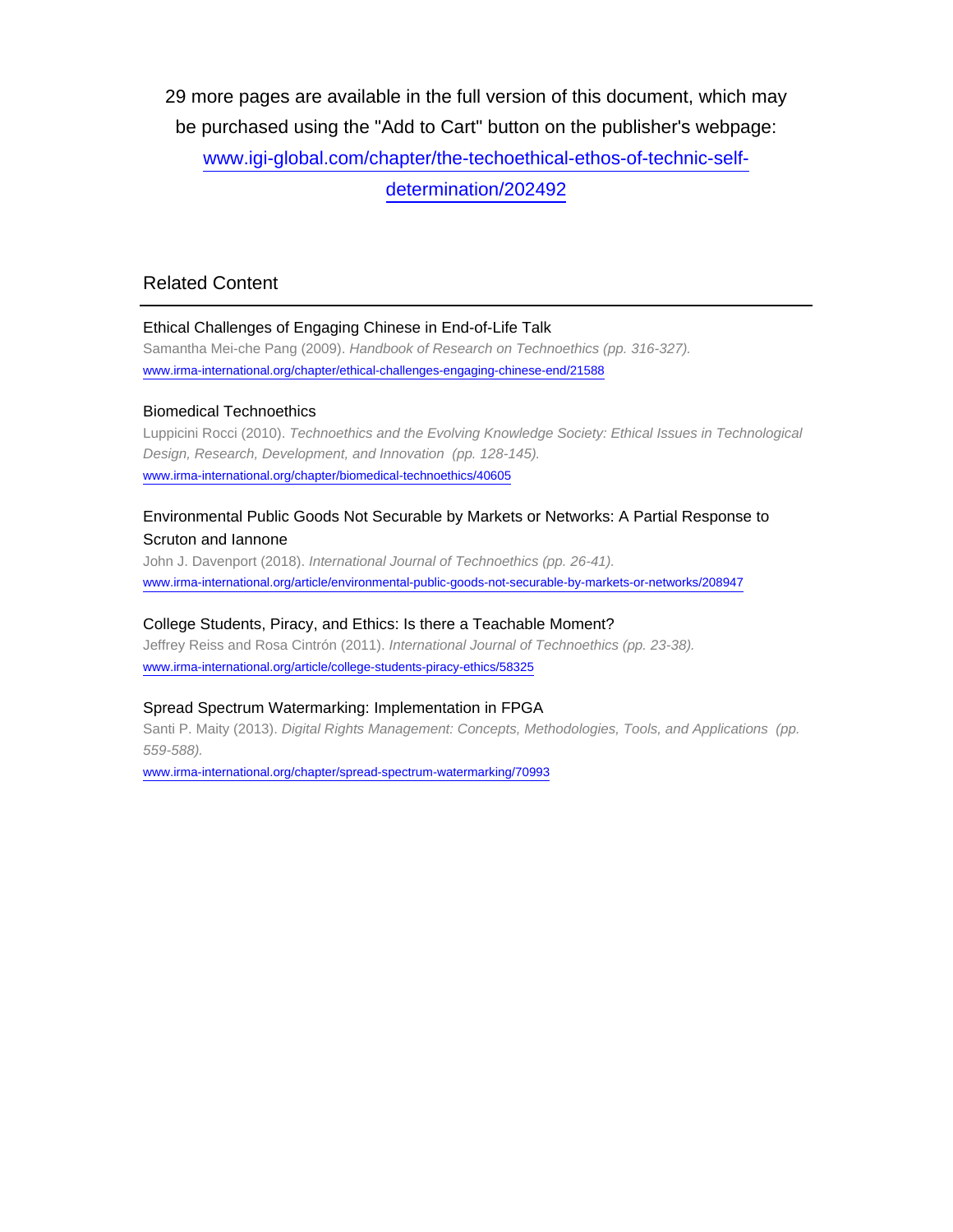29 more pages are available in the full version of this document, which may be purchased using the "Add to Cart" button on the publisher's webpage: www.igi-global.com/chapter/the-techoethical-ethos-of-technic-self-determination/202492

## Related Content

**Ethical Challenges of Engaging Chinese in End-of-Life Talk**
Samantha Mei-che Pang (2009). *Handbook of Research on Technoethics (pp. 316-327).*
www.irma-international.org/chapter/ethical-challenges-engaging-chinese-end/21588

**Biomedical Technoethics**
Luppicini Rocci (2010). *Technoethics and the Evolving Knowledge Society: Ethical Issues in Technological Design, Research, Development, and Innovation (pp. 128-145).*
www.irma-international.org/chapter/biomedical-technoethics/40605

**Environmental Public Goods Not Securable by Markets or Networks: A Partial Response to Scruton and Iannone**
John J. Davenport (2018). *International Journal of Technoethics (pp. 26-41).*
www.irma-international.org/article/environmental-public-goods-not-securable-by-markets-or-networks/208947

**College Students, Piracy, and Ethics: Is there a Teachable Moment?**
Jeffrey Reiss and Rosa Cintrón (2011). *International Journal of Technoethics (pp. 23-38).*
www.irma-international.org/article/college-students-piracy-ethics/58325

**Spread Spectrum Watermarking: Implementation in FPGA**
Santi P. Maity (2013). *Digital Rights Management: Concepts, Methodologies, Tools, and Applications (pp. 559-588).*
www.irma-international.org/chapter/spread-spectrum-watermarking/70993